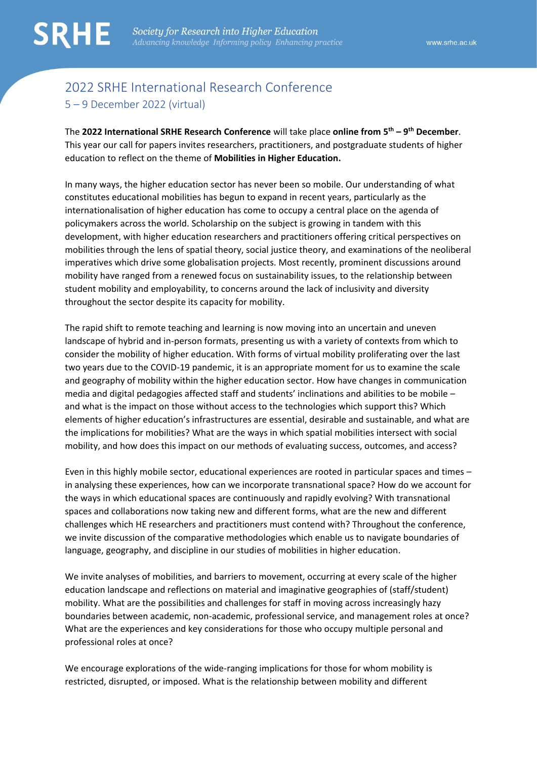# 2022 SRHE International Research Conference

## 5 – 9 December 2022 (virtual)

The **2022 International SRHE Research Conference** will take place **online from 5th – 9th December**. This year our call for papers invites researchers, practitioners, and postgraduate students of higher education to reflect on the theme of **Mobilities in Higher Education.**

In many ways, the higher education sector has never been so mobile. Our understanding of what constitutes educational mobilities has begun to expand in recent years, particularly as the internationalisation of higher education has come to occupy a central place on the agenda of policymakers across the world. Scholarship on the subject is growing in tandem with this development, with higher education researchers and practitioners offering critical perspectives on mobilities through the lens of spatial theory, social justice theory, and examinations of the neoliberal imperatives which drive some globalisation projects. Most recently, prominent discussions around mobility have ranged from a renewed focus on sustainability issues, to the relationship between student mobility and employability, to concerns around the lack of inclusivity and diversity throughout the sector despite its capacity for mobility.

The rapid shift to remote teaching and learning is now moving into an uncertain and uneven landscape of hybrid and in-person formats, presenting us with a variety of contexts from which to consider the mobility of higher education. With forms of virtual mobility proliferating over the last two years due to the COVID-19 pandemic, it is an appropriate moment for us to examine the scale and geography of mobility within the higher education sector. How have changes in communication media and digital pedagogies affected staff and students' inclinations and abilities to be mobile – and what is the impact on those without access to the technologies which support this? Which elements of higher education's infrastructures are essential, desirable and sustainable, and what are the implications for mobilities? What are the ways in which spatial mobilities intersect with social mobility, and how does this impact on our methods of evaluating success, outcomes, and access?

Even in this highly mobile sector, educational experiences are rooted in particular spaces and times – in analysing these experiences, how can we incorporate transnational space? How do we account for the ways in which educational spaces are continuously and rapidly evolving? With transnational spaces and collaborations now taking new and different forms, what are the new and different challenges which HE researchers and practitioners must contend with? Throughout the conference, we invite discussion of the comparative methodologies which enable us to navigate boundaries of language, geography, and discipline in our studies of mobilities in higher education.

We invite analyses of mobilities, and barriers to movement, occurring at every scale of the higher education landscape and reflections on material and imaginative geographies of (staff/student) mobility. What are the possibilities and challenges for staff in moving across increasingly hazy boundaries between academic, non-academic, professional service, and management roles at once? What are the experiences and key considerations for those who occupy multiple personal and professional roles at once?

We encourage explorations of the wide-ranging implications for those for whom mobility is restricted, disrupted, or imposed. What is the relationship between mobility and different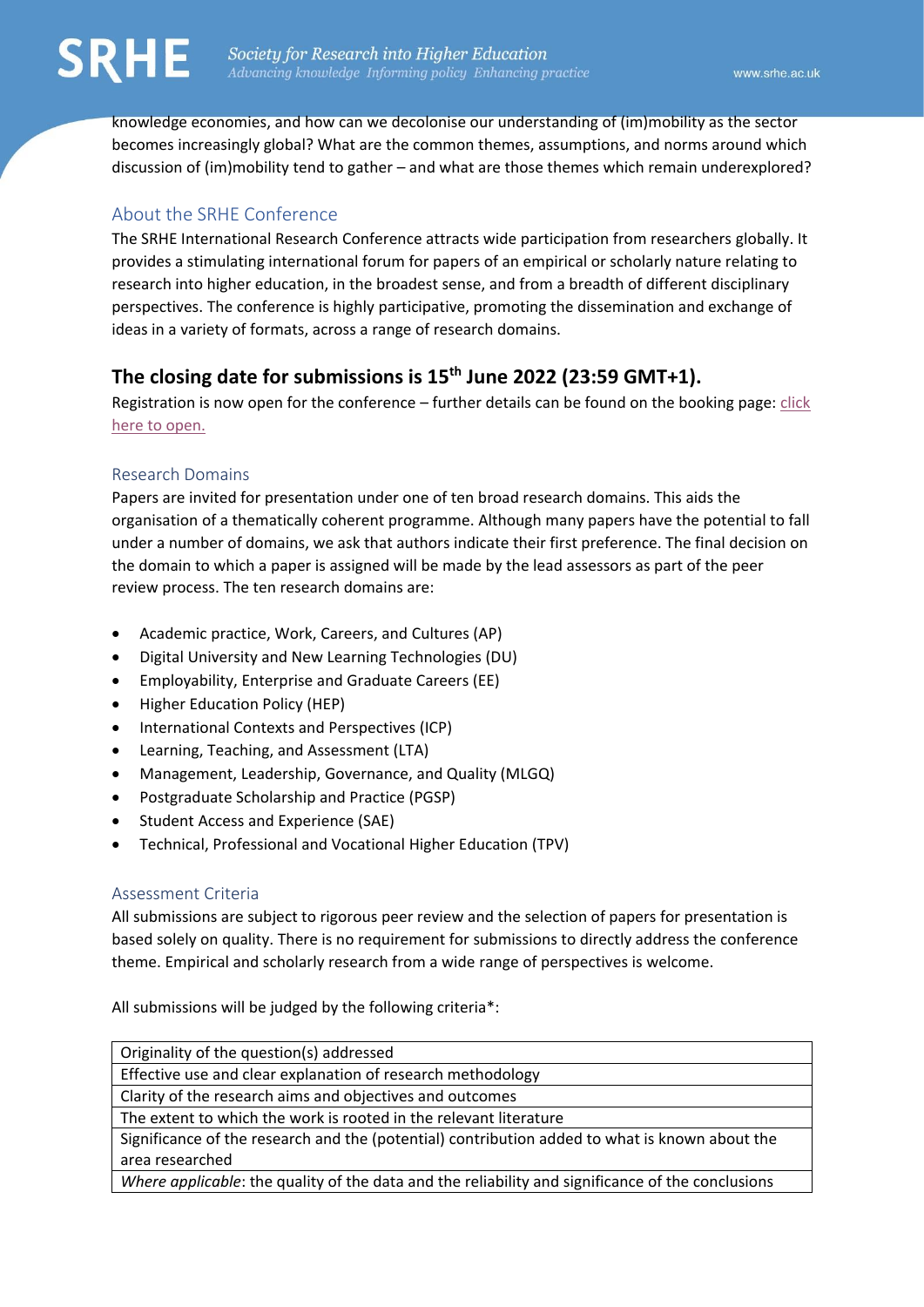knowledge economies, and how can we decolonise our understanding of (im)mobility as the sector becomes increasingly global? What are the common themes, assumptions, and norms around which discussion of (im)mobility tend to gather – and what are those themes which remain underexplored?

## About the SRHE Conference

The SRHE International Research Conference attracts wide participation from researchers globally. It provides a stimulating international forum for papers of an empirical or scholarly nature relating to research into higher education, in the broadest sense, and from a breadth of different disciplinary perspectives. The conference is highly participative, promoting the dissemination and exchange of ideas in a variety of formats, across a range of research domains.

## The closing date for submissions is 15th June 2022 (23:59 GMT+1).

Registration is now open for the conference – further details can be found on the booking page: click here to open.

### Research Domains

Papers are invited for presentation under one of ten broad research domains. This aids the organisation of a thematically coherent programme. Although many papers have the potential to fall under a number of domains, we ask that authors indicate their first preference. The final decision on the domain to which a paper is assigned will be made by the lead assessors as part of the peer review process. The ten research domains are:

- Academic practice, Work, Careers, and Cultures (AP)
- Digital University and New Learning Technologies (DU)
- Employability, Enterprise and Graduate Careers (EE)
- Higher Education Policy (HEP)
- International Contexts and Perspectives (ICP)
- Learning, Teaching, and Assessment (LTA)
- Management, Leadership, Governance, and Quality (MLGQ)
- Postgraduate Scholarship and Practice (PGSP)
- Student Access and Experience (SAE)
- Technical, Professional and Vocational Higher Education (TPV)

### Assessment Criteria

All submissions are subject to rigorous peer review and the selection of papers for presentation is based solely on quality. There is no requirement for submissions to directly address the conference theme. Empirical and scholarly research from a wide range of perspectives is welcome.

All submissions will be judged by the following criteria*:

| Criteria |
|---|
| Originality of the question(s) addressed |
| Effective use and clear explanation of research methodology |
| Clarity of the research aims and objectives and outcomes |
| The extent to which the work is rooted in the relevant literature |
| Significance of the research and the (potential) contribution added to what is known about the area researched |
| *Where applicable*: the quality of the data and the reliability and significance of the conclusions |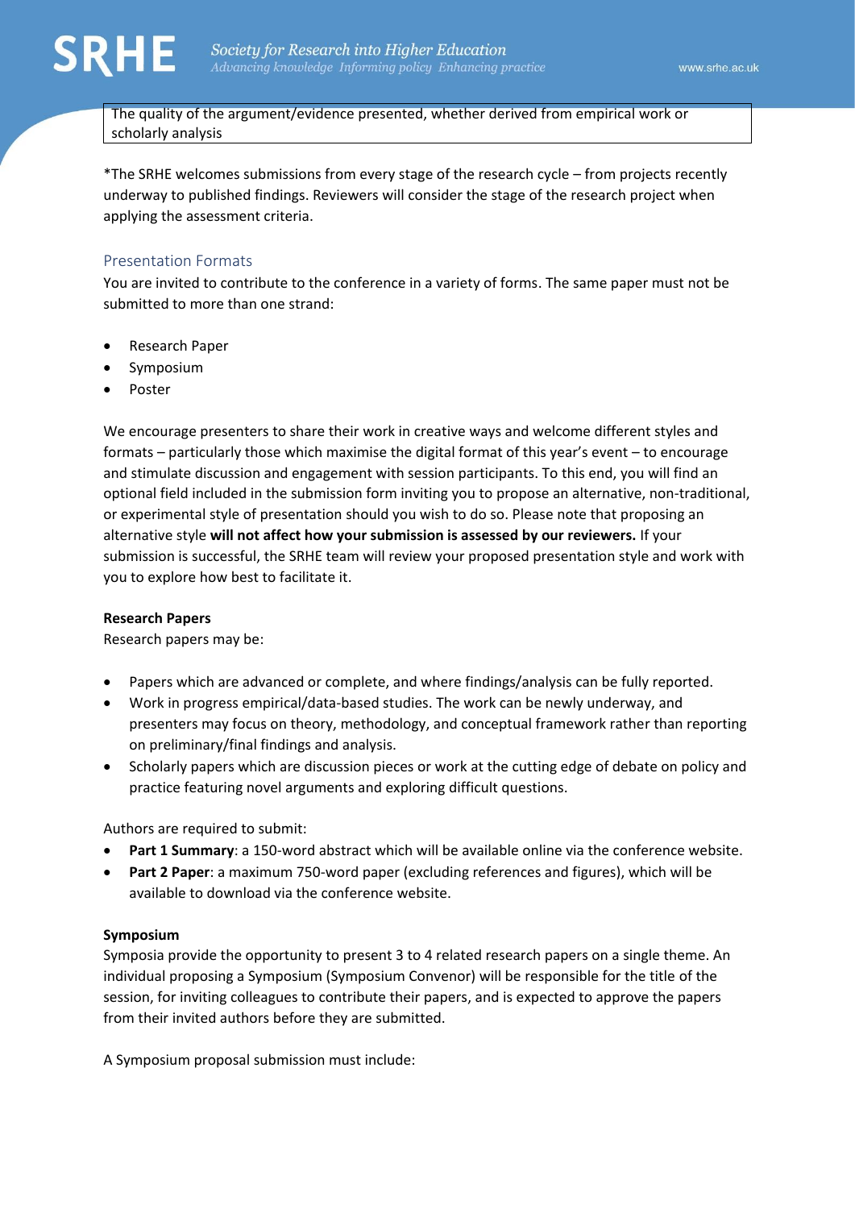| The quality of the argument/evidence presented, whether derived from empirical work or scholarly analysis |
|---|

*The SRHE welcomes submissions from every stage of the research cycle – from projects recently underway to published findings. Reviewers will consider the stage of the research project when applying the assessment criteria.

## Presentation Formats

You are invited to contribute to the conference in a variety of forms. The same paper must not be submitted to more than one strand:

- Research Paper
- Symposium
- Poster

We encourage presenters to share their work in creative ways and welcome different styles and formats – particularly those which maximise the digital format of this year's event – to encourage and stimulate discussion and engagement with session participants. To this end, you will find an optional field included in the submission form inviting you to propose an alternative, non-traditional, or experimental style of presentation should you wish to do so. Please note that proposing an alternative style **will not affect how your submission is assessed by our reviewers.** If your submission is successful, the SRHE team will review your proposed presentation style and work with you to explore how best to facilitate it.

### Research Papers

Research papers may be:

- Papers which are advanced or complete, and where findings/analysis can be fully reported.
- Work in progress empirical/data-based studies. The work can be newly underway, and presenters may focus on theory, methodology, and conceptual framework rather than reporting on preliminary/final findings and analysis.
- Scholarly papers which are discussion pieces or work at the cutting edge of debate on policy and practice featuring novel arguments and exploring difficult questions.

Authors are required to submit:

- **Part 1 Summary**: a 150-word abstract which will be available online via the conference website.
- **Part 2 Paper**: a maximum 750-word paper (excluding references and figures), which will be available to download via the conference website.

### Symposium

Symposia provide the opportunity to present 3 to 4 related research papers on a single theme. An individual proposing a Symposium (Symposium Convenor) will be responsible for the title of the session, for inviting colleagues to contribute their papers, and is expected to approve the papers from their invited authors before they are submitted.

A Symposium proposal submission must include: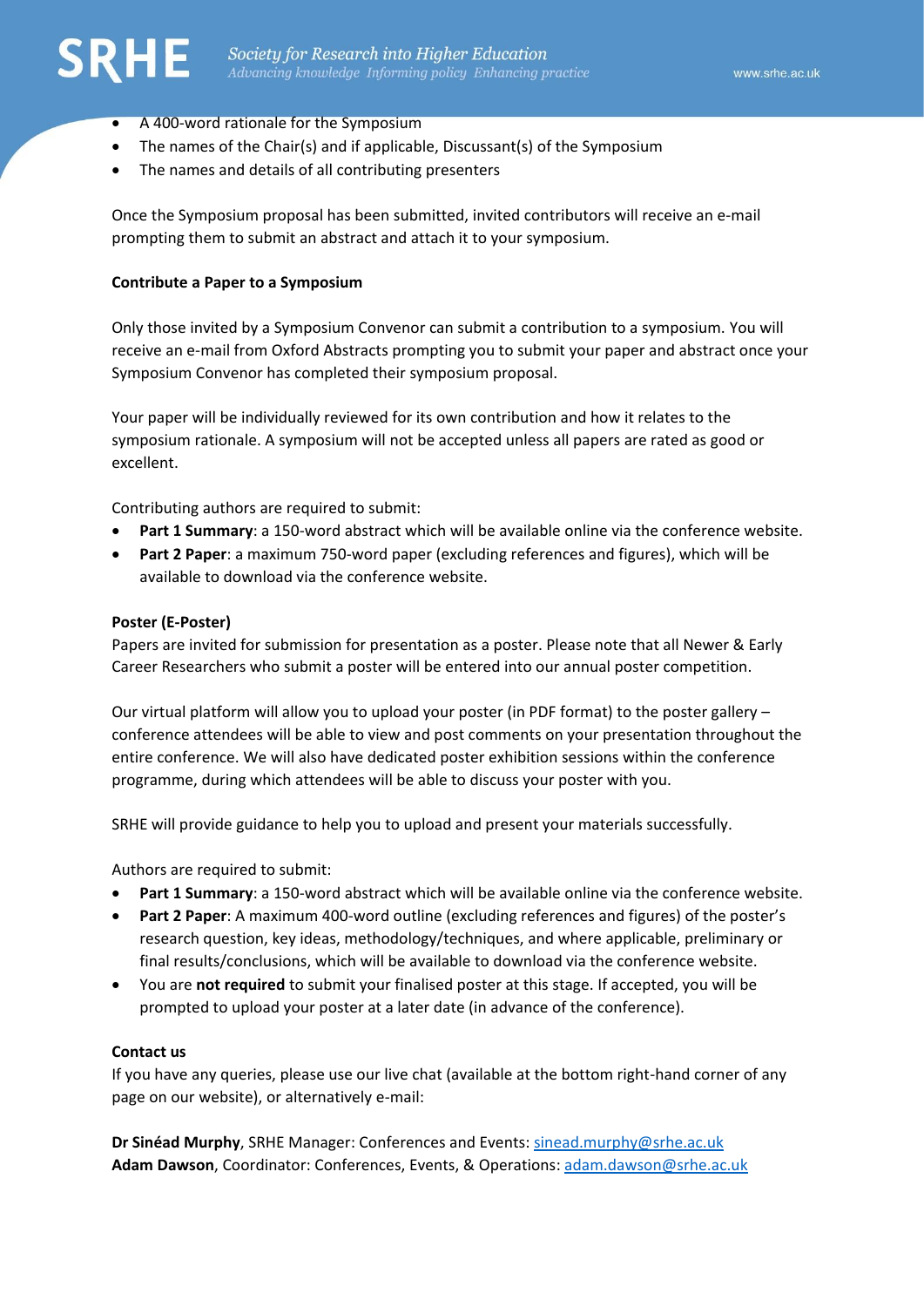- A 400-word rationale for the Symposium
- The names of the Chair(s) and if applicable, Discussant(s) of the Symposium
- The names and details of all contributing presenters

Once the Symposium proposal has been submitted, invited contributors will receive an e-mail prompting them to submit an abstract and attach it to your symposium.

**Contribute a Paper to a Symposium**

Only those invited by a Symposium Convenor can submit a contribution to a symposium. You will receive an e-mail from Oxford Abstracts prompting you to submit your paper and abstract once your Symposium Convenor has completed their symposium proposal.

Your paper will be individually reviewed for its own contribution and how it relates to the symposium rationale. A symposium will not be accepted unless all papers are rated as good or excellent.

Contributing authors are required to submit:

- **Part 1 Summary**: a 150-word abstract which will be available online via the conference website.
- **Part 2 Paper**: a maximum 750-word paper (excluding references and figures), which will be available to download via the conference website.

**Poster (E-Poster)**

Papers are invited for submission for presentation as a poster. Please note that all Newer & Early Career Researchers who submit a poster will be entered into our annual poster competition.

Our virtual platform will allow you to upload your poster (in PDF format) to the poster gallery – conference attendees will be able to view and post comments on your presentation throughout the entire conference. We will also have dedicated poster exhibition sessions within the conference programme, during which attendees will be able to discuss your poster with you.

SRHE will provide guidance to help you to upload and present your materials successfully.

Authors are required to submit:

- **Part 1 Summary**: a 150-word abstract which will be available online via the conference website.
- **Part 2 Paper**: A maximum 400-word outline (excluding references and figures) of the poster's research question, key ideas, methodology/techniques, and where applicable, preliminary or final results/conclusions, which will be available to download via the conference website.
- You are **not required** to submit your finalised poster at this stage. If accepted, you will be prompted to upload your poster at a later date (in advance of the conference).

**Contact us**

If you have any queries, please use our live chat (available at the bottom right-hand corner of any page on our website), or alternatively e-mail:

**Dr Sinéad Murphy**, SRHE Manager: Conferences and Events: sinead.murphy@srhe.ac.uk
**Adam Dawson**, Coordinator: Conferences, Events, & Operations: adam.dawson@srhe.ac.uk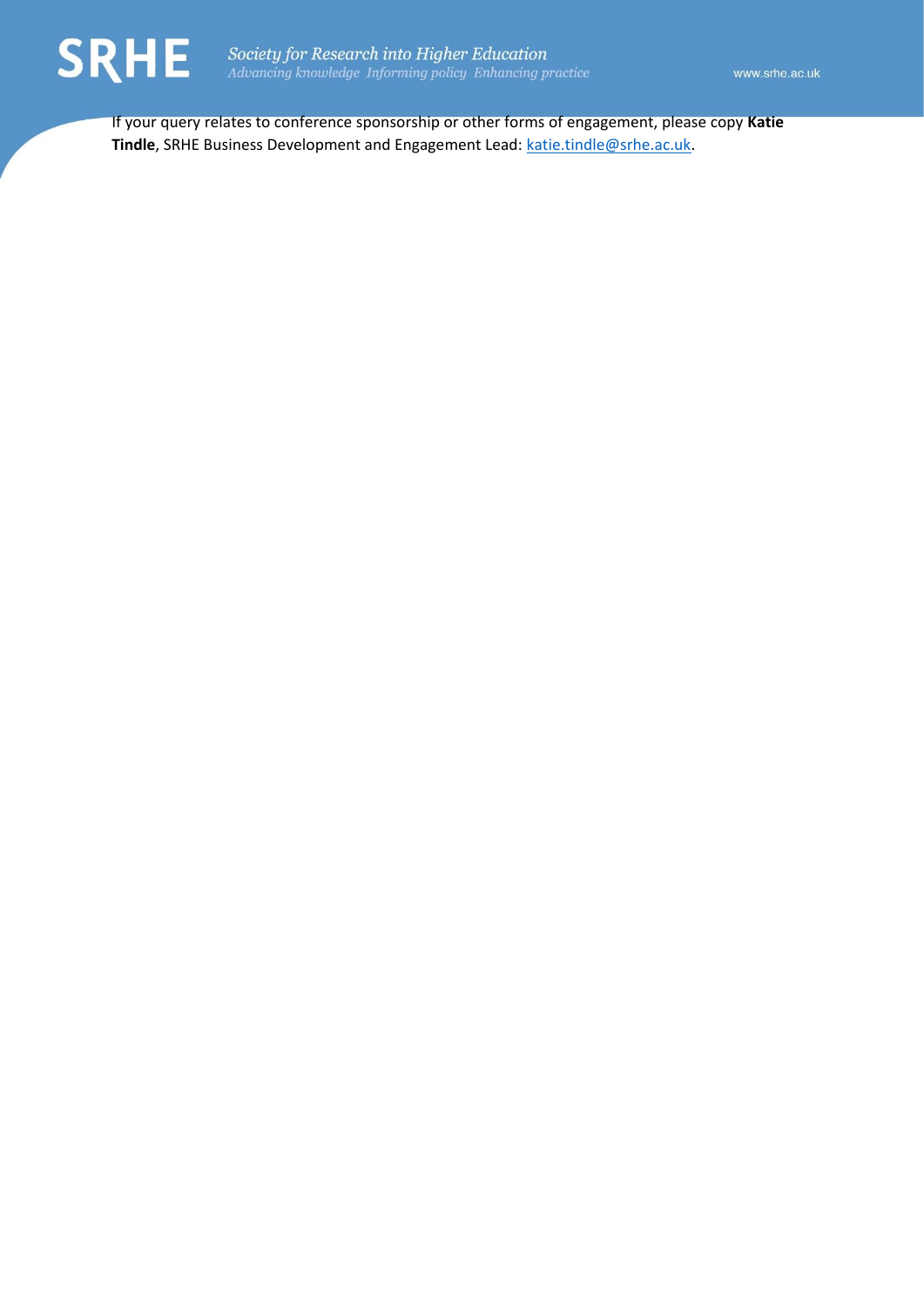If your query relates to conference sponsorship or other forms of engagement, please copy **Katie Tindle**, SRHE Business Development and Engagement Lead: katie.tindle@srhe.ac.uk.